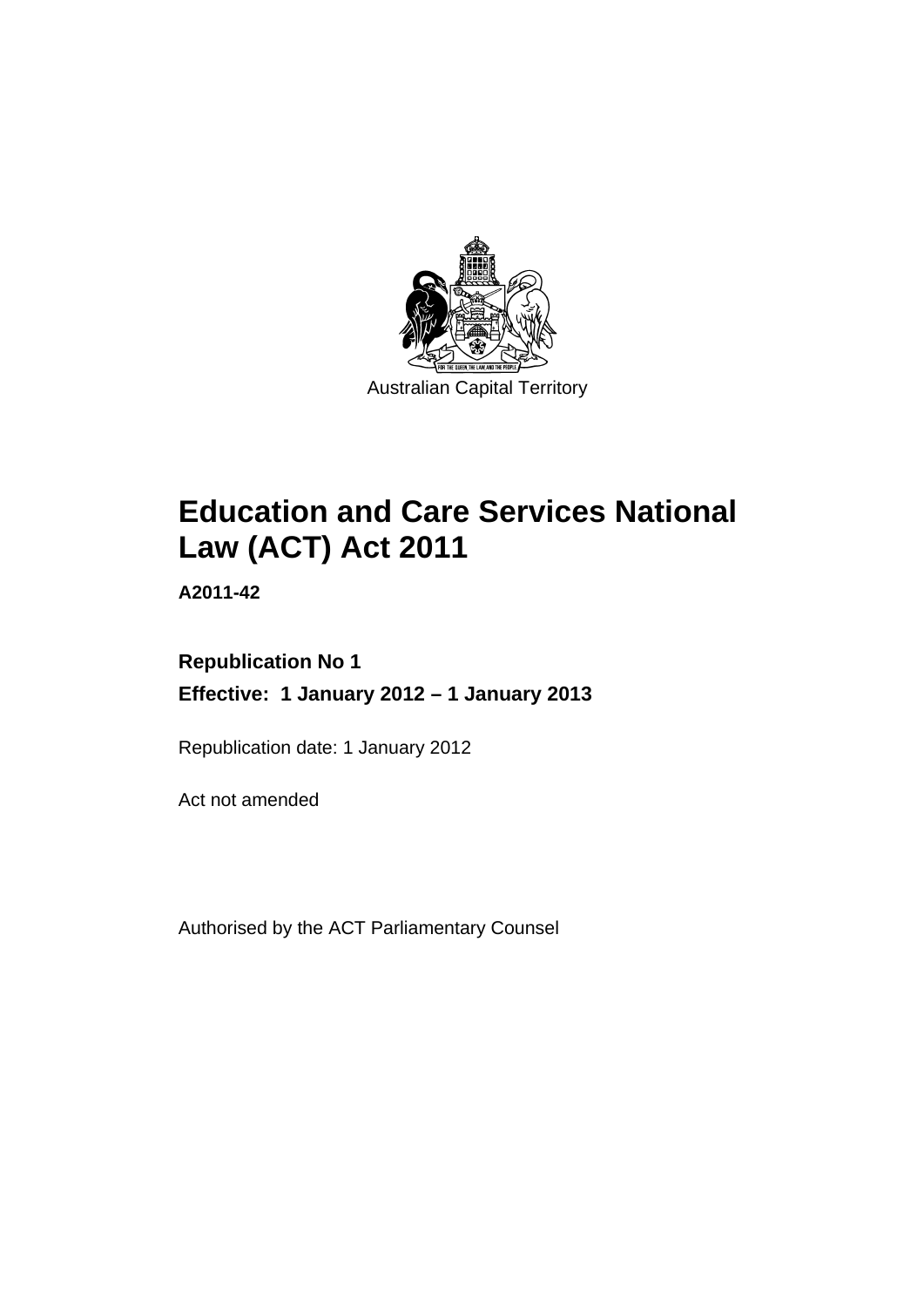Australian Capital Territory

# Education and Care Services National Law (ACT) Act 2011

**A2011-42**

**Republication No 1**

**Effective: 1 January 2012 – 1 January 2013**

Republication date: 1 January 2012

Act not amended

Authorised by the ACT Parliamentary Counsel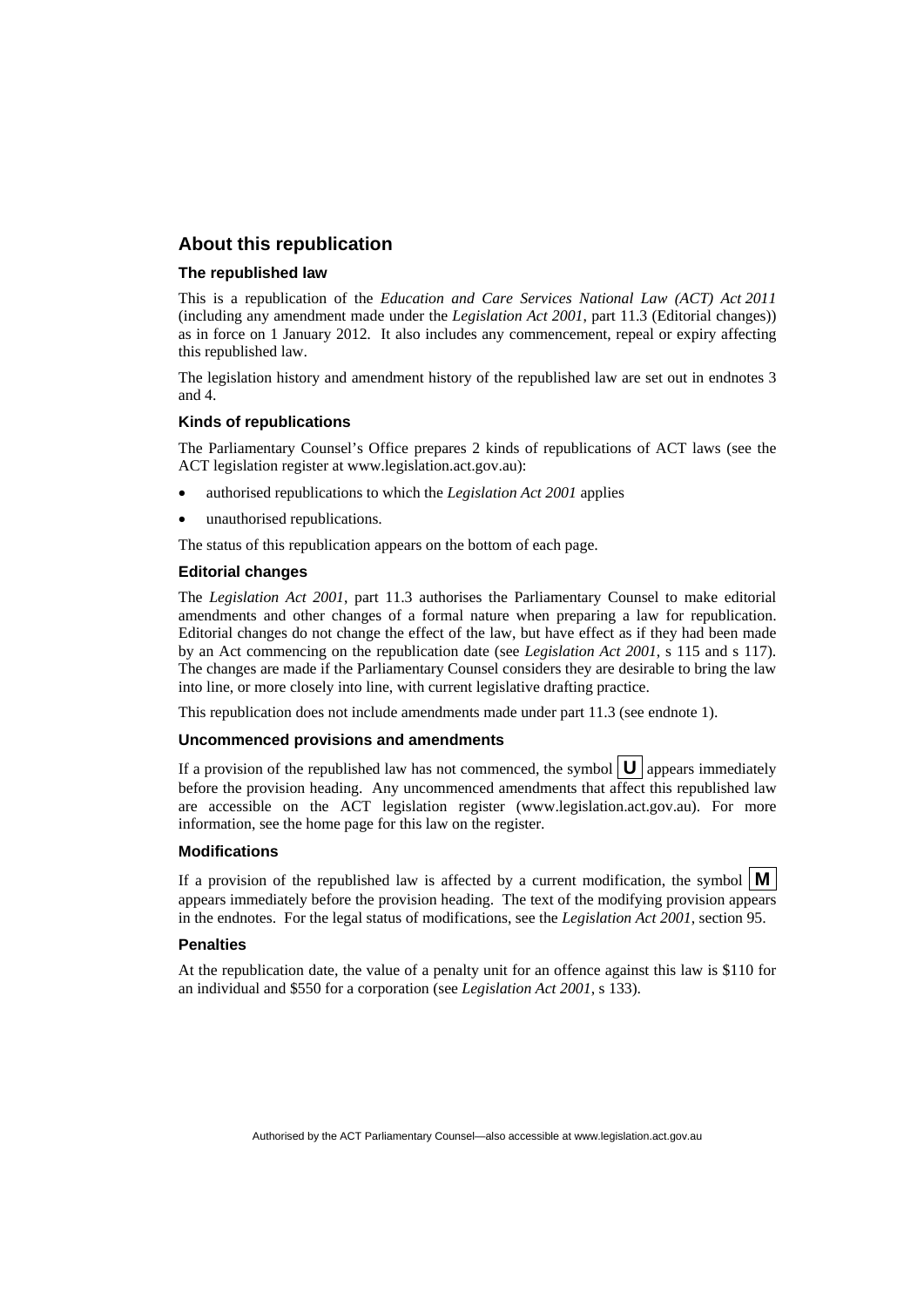## About this republication

### The republished law

This is a republication of the *Education and Care Services National Law (ACT) Act 2011* (including any amendment made under the *Legislation Act 2001*, part 11.3 (Editorial changes)) as in force on 1 January 2012. It also includes any commencement, repeal or expiry affecting this republished law.

The legislation history and amendment history of the republished law are set out in endnotes 3 and 4.

### Kinds of republications

The Parliamentary Counsel's Office prepares 2 kinds of republications of ACT laws (see the ACT legislation register at www.legislation.act.gov.au):

- authorised republications to which the *Legislation Act 2001* applies
- unauthorised republications.

The status of this republication appears on the bottom of each page.

### Editorial changes

The *Legislation Act 2001*, part 11.3 authorises the Parliamentary Counsel to make editorial amendments and other changes of a formal nature when preparing a law for republication. Editorial changes do not change the effect of the law, but have effect as if they had been made by an Act commencing on the republication date (see *Legislation Act 2001*, s 115 and s 117). The changes are made if the Parliamentary Counsel considers they are desirable to bring the law into line, or more closely into line, with current legislative drafting practice.

This republication does not include amendments made under part 11.3 (see endnote 1).

### Uncommenced provisions and amendments

If a provision of the republished law has not commenced, the symbol **U** appears immediately before the provision heading. Any uncommenced amendments that affect this republished law are accessible on the ACT legislation register (www.legislation.act.gov.au). For more information, see the home page for this law on the register.

### Modifications

If a provision of the republished law is affected by a current modification, the symbol **M** appears immediately before the provision heading. The text of the modifying provision appears in the endnotes. For the legal status of modifications, see the *Legislation Act 2001*, section 95.

### Penalties

At the republication date, the value of a penalty unit for an offence against this law is $110 for an individual and $550 for a corporation (see *Legislation Act 2001*, s 133).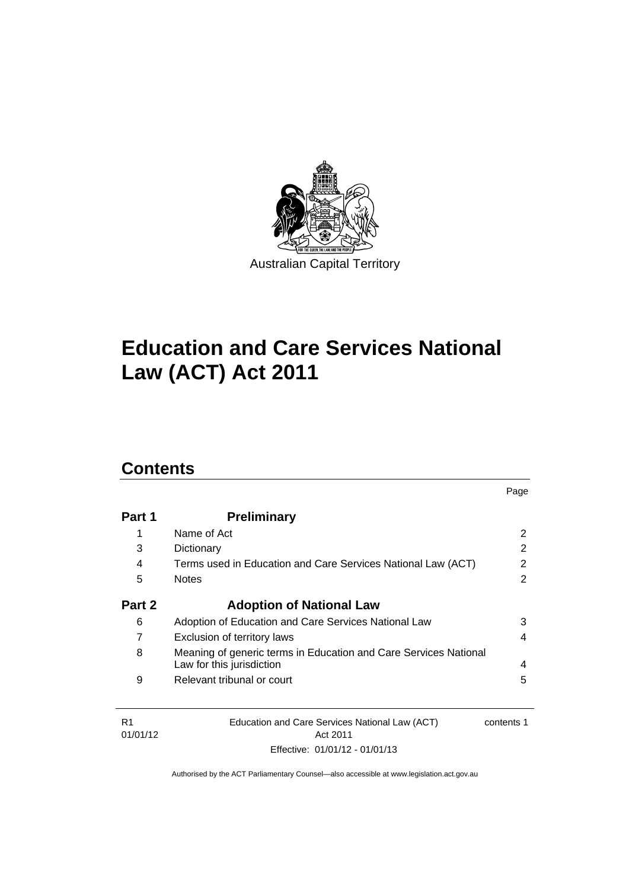Australian Capital Territory

# Education and Care Services National Law (ACT) Act 2011

## Contents

| | | Page |
|---|---|---|
| **Part 1** | **Preliminary** | |
| 1 | Name of Act | 2 |
| 3 | Dictionary | 2 |
| 4 | Terms used in Education and Care Services National Law (ACT) | 2 |
| 5 | Notes | 2 |
| **Part 2** | **Adoption of National Law** | |
| 6 | Adoption of Education and Care Services National Law | 3 |
| 7 | Exclusion of territory laws | 4 |
| 8 | Meaning of generic terms in Education and Care Services National Law for this jurisdiction | 4 |
| 9 | Relevant tribunal or court | 5 |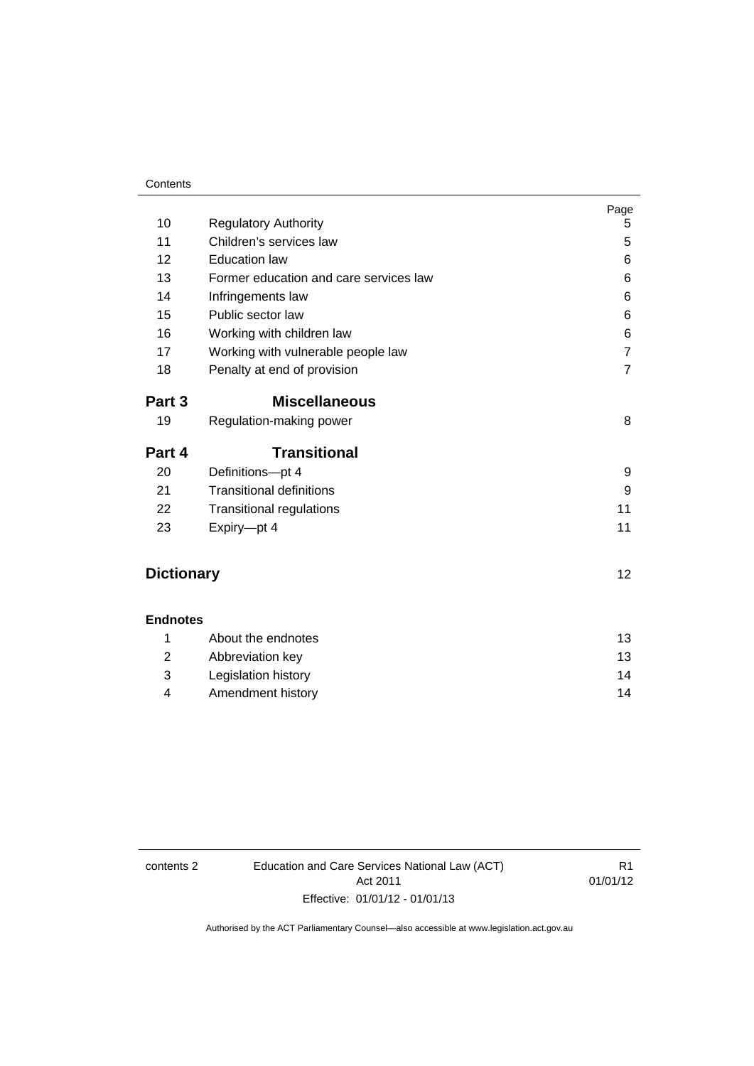| | | Page |
|---|---|---|
| 10 | Regulatory Authority | 5 |
| 11 | Children's services law | 5 |
| 12 | Education law | 6 |
| 13 | Former education and care services law | 6 |
| 14 | Infringements law | 6 |
| 15 | Public sector law | 6 |
| 16 | Working with children law | 6 |
| 17 | Working with vulnerable people law | 7 |
| 18 | Penalty at end of provision | 7 |
| **Part 3** | **Miscellaneous** | |
| 19 | Regulation-making power | 8 |
| **Part 4** | **Transitional** | |
| 20 | Definitions—pt 4 | 9 |
| 21 | Transitional definitions | 9 |
| 22 | Transitional regulations | 11 |
| 23 | Expiry—pt 4 | 11 |
| **Dictionary** | | 12 |
| **Endnotes** | | |
| 1 | About the endnotes | 13 |
| 2 | Abbreviation key | 13 |
| 3 | Legislation history | 14 |
| 4 | Amendment history | 14 |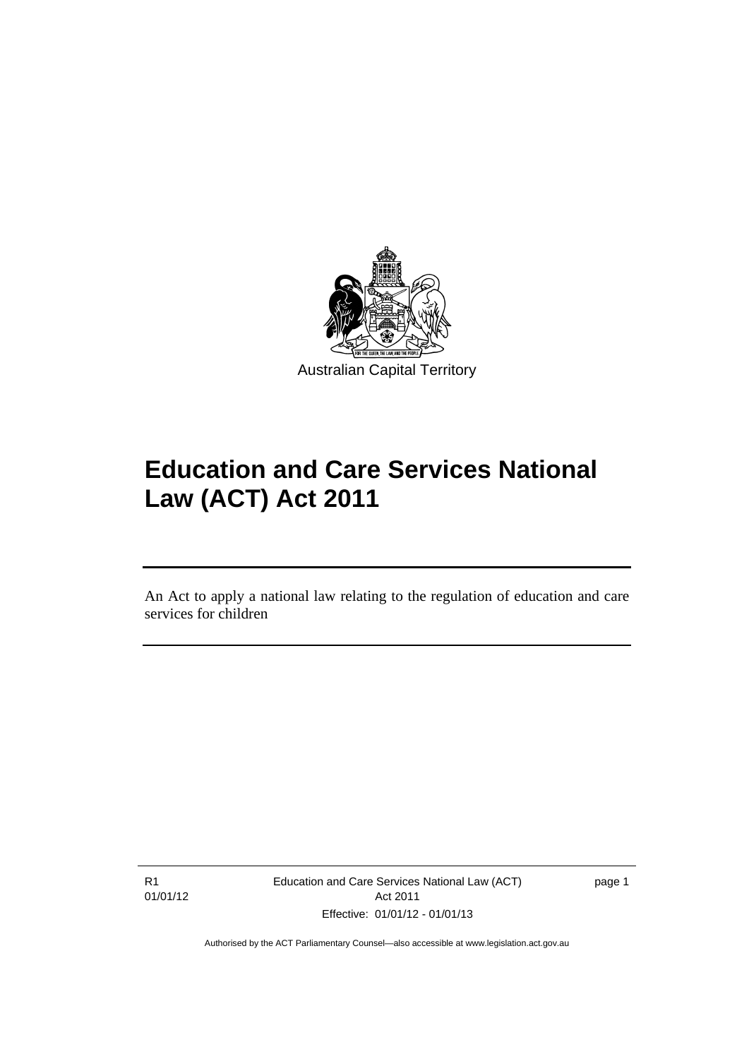Australian Capital Territory

# Education and Care Services National Law (ACT) Act 2011

An Act to apply a national law relating to the regulation of education and care services for children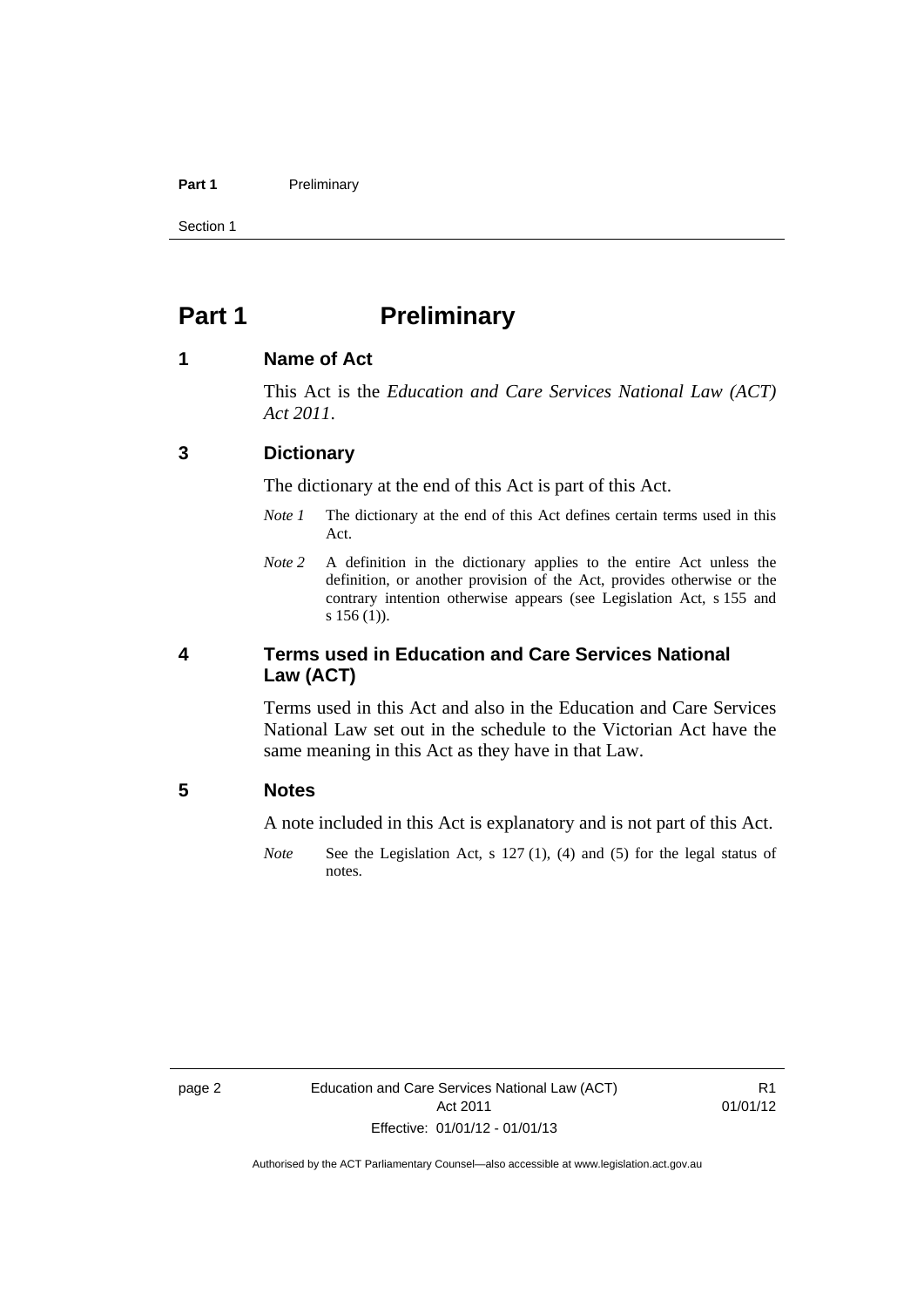# Part 1 Preliminary

## 1 Name of Act

This Act is the *Education and Care Services National Law (ACT) Act 2011*.

## 3 Dictionary

The dictionary at the end of this Act is part of this Act.

*Note 1* The dictionary at the end of this Act defines certain terms used in this Act.

*Note 2* A definition in the dictionary applies to the entire Act unless the definition, or another provision of the Act, provides otherwise or the contrary intention otherwise appears (see Legislation Act, s 155 and s 156 (1)).

## 4 Terms used in Education and Care Services National Law (ACT)

Terms used in this Act and also in the Education and Care Services National Law set out in the schedule to the Victorian Act have the same meaning in this Act as they have in that Law.

## 5 Notes

A note included in this Act is explanatory and is not part of this Act.

*Note* See the Legislation Act, s 127 (1), (4) and (5) for the legal status of notes.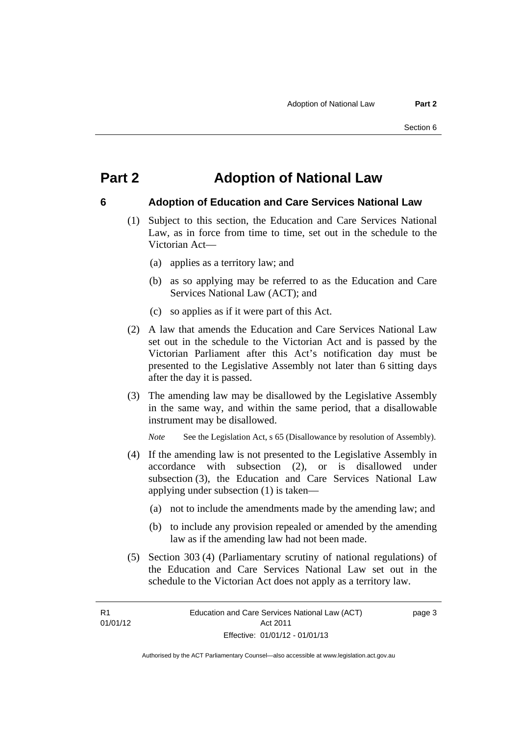# Part 2 Adoption of National Law

## 6 Adoption of Education and Care Services National Law

(1) Subject to this section, the Education and Care Services National Law, as in force from time to time, set out in the schedule to the Victorian Act—

- (a) applies as a territory law; and
- (b) as so applying may be referred to as the Education and Care Services National Law (ACT); and
- (c) so applies as if it were part of this Act.

(2) A law that amends the Education and Care Services National Law set out in the schedule to the Victorian Act and is passed by the Victorian Parliament after this Act's notification day must be presented to the Legislative Assembly not later than 6 sitting days after the day it is passed.

(3) The amending law may be disallowed by the Legislative Assembly in the same way, and within the same period, that a disallowable instrument may be disallowed.

*Note* See the Legislation Act, s 65 (Disallowance by resolution of Assembly).

(4) If the amending law is not presented to the Legislative Assembly in accordance with subsection (2), or is disallowed under subsection (3), the Education and Care Services National Law applying under subsection (1) is taken—

- (a) not to include the amendments made by the amending law; and
- (b) to include any provision repealed or amended by the amending law as if the amending law had not been made.

(5) Section 303 (4) (Parliamentary scrutiny of national regulations) of the Education and Care Services National Law set out in the schedule to the Victorian Act does not apply as a territory law.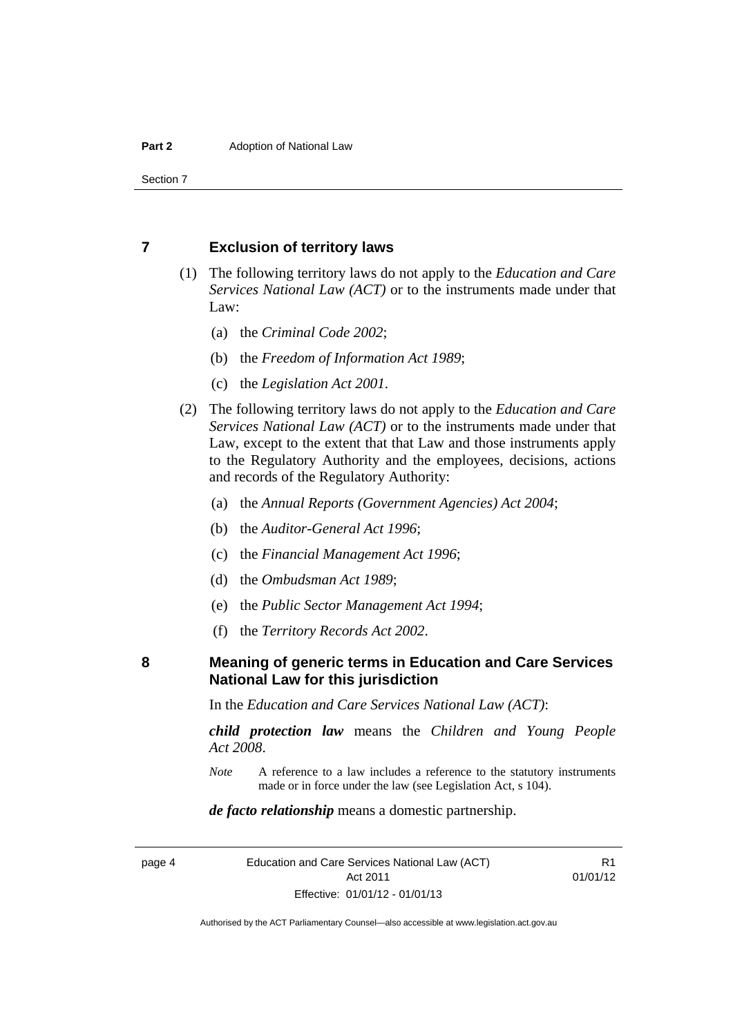## 7 Exclusion of territory laws

(1) The following territory laws do not apply to the *Education and Care Services National Law (ACT)* or to the instruments made under that Law:

(a) the *Criminal Code 2002*;

(b) the *Freedom of Information Act 1989*;

(c) the *Legislation Act 2001*.

(2) The following territory laws do not apply to the *Education and Care Services National Law (ACT)* or to the instruments made under that Law, except to the extent that that Law and those instruments apply to the Regulatory Authority and the employees, decisions, actions and records of the Regulatory Authority:

(a) the *Annual Reports (Government Agencies) Act 2004*;

(b) the *Auditor-General Act 1996*;

(c) the *Financial Management Act 1996*;

(d) the *Ombudsman Act 1989*;

(e) the *Public Sector Management Act 1994*;

(f) the *Territory Records Act 2002*.

## 8 Meaning of generic terms in Education and Care Services National Law for this jurisdiction

In the *Education and Care Services National Law (ACT)*:

***child protection law*** means the *Children and Young People Act 2008*.

*Note* A reference to a law includes a reference to the statutory instruments made or in force under the law (see Legislation Act, s 104).

***de facto relationship*** means a domestic partnership.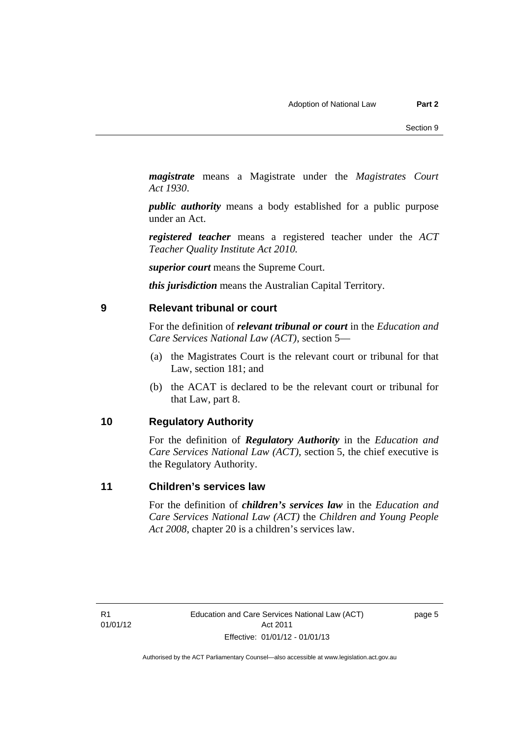***magistrate*** means a Magistrate under the *Magistrates Court Act 1930*.

***public authority*** means a body established for a public purpose under an Act.

***registered teacher*** means a registered teacher under the *ACT Teacher Quality Institute Act 2010.*

***superior court*** means the Supreme Court.

***this jurisdiction*** means the Australian Capital Territory.

## 9 Relevant tribunal or court

For the definition of ***relevant tribunal or court*** in the *Education and Care Services National Law (ACT)*, section 5—

(a) the Magistrates Court is the relevant court or tribunal for that Law, section 181; and

(b) the ACAT is declared to be the relevant court or tribunal for that Law, part 8.

## 10 Regulatory Authority

For the definition of ***Regulatory Authority*** in the *Education and Care Services National Law (ACT)*, section 5, the chief executive is the Regulatory Authority.

## 11 Children's services law

For the definition of ***children's services law*** in the *Education and Care Services National Law (ACT)* the *Children and Young People Act 2008*, chapter 20 is a children's services law.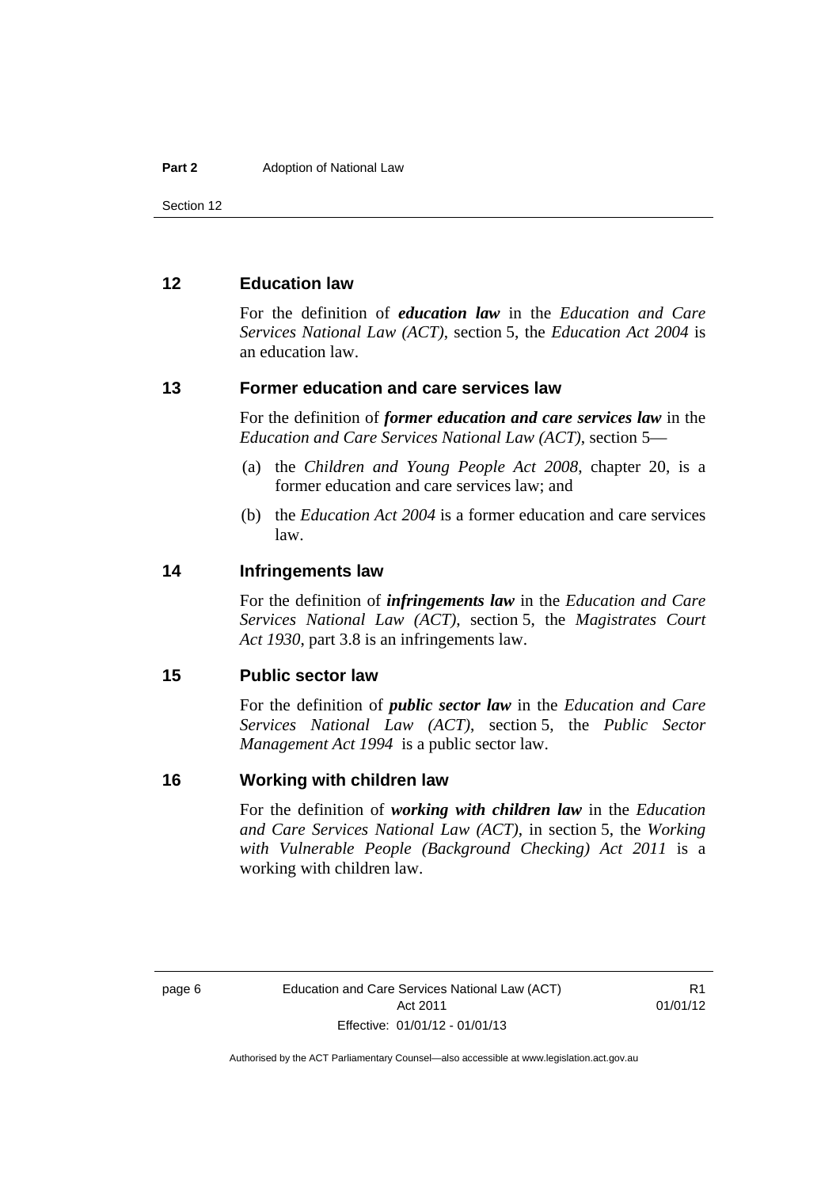## 12 Education law

For the definition of ***education law*** in the *Education and Care Services National Law (ACT)*, section 5, the *Education Act 2004* is an education law.

## 13 Former education and care services law

For the definition of ***former education and care services law*** in the *Education and Care Services National Law (ACT)*, section 5—

(a) the *Children and Young People Act 2008*, chapter 20, is a former education and care services law; and

(b) the *Education Act 2004* is a former education and care services law.

## 14 Infringements law

For the definition of ***infringements law*** in the *Education and Care Services National Law (ACT)*, section 5, the *Magistrates Court Act 1930*, part 3.8 is an infringements law.

## 15 Public sector law

For the definition of ***public sector law*** in the *Education and Care Services National Law (ACT)*, section 5, the *Public Sector Management Act 1994* is a public sector law.

## 16 Working with children law

For the definition of ***working with children law*** in the *Education and Care Services National Law (ACT)*, in section 5, the *Working with Vulnerable People (Background Checking) Act 2011* is a working with children law.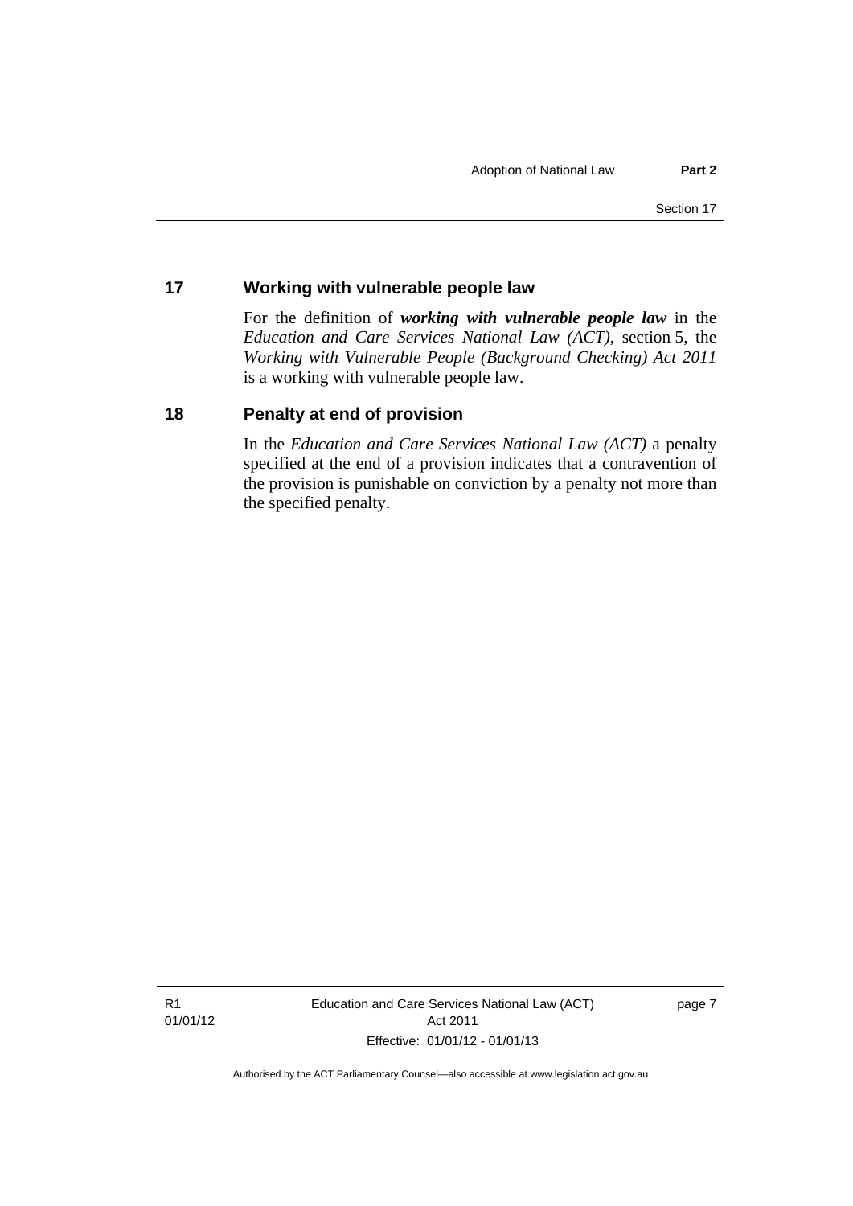## 17 Working with vulnerable people law

For the definition of ***working with vulnerable people law*** in the *Education and Care Services National Law (ACT)*, section 5, the *Working with Vulnerable People (Background Checking) Act 2011* is a working with vulnerable people law.

## 18 Penalty at end of provision

In the *Education and Care Services National Law (ACT)* a penalty specified at the end of a provision indicates that a contravention of the provision is punishable on conviction by a penalty not more than the specified penalty.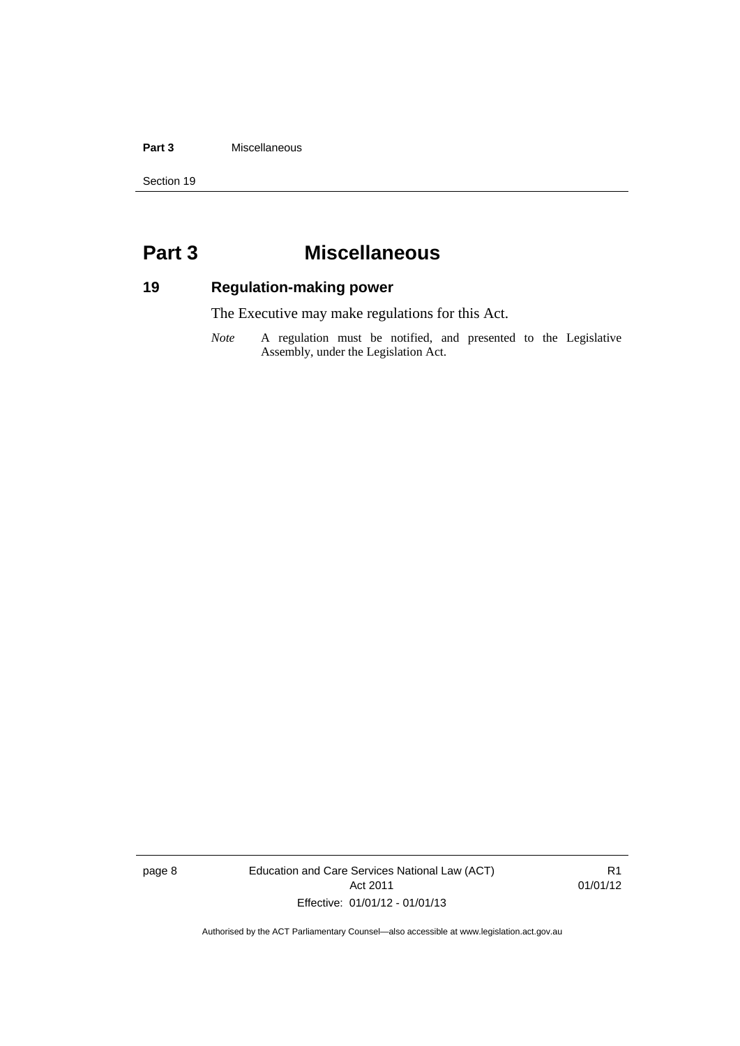# Part 3 Miscellaneous

## 19 Regulation-making power

The Executive may make regulations for this Act.

*Note* A regulation must be notified, and presented to the Legislative Assembly, under the Legislation Act.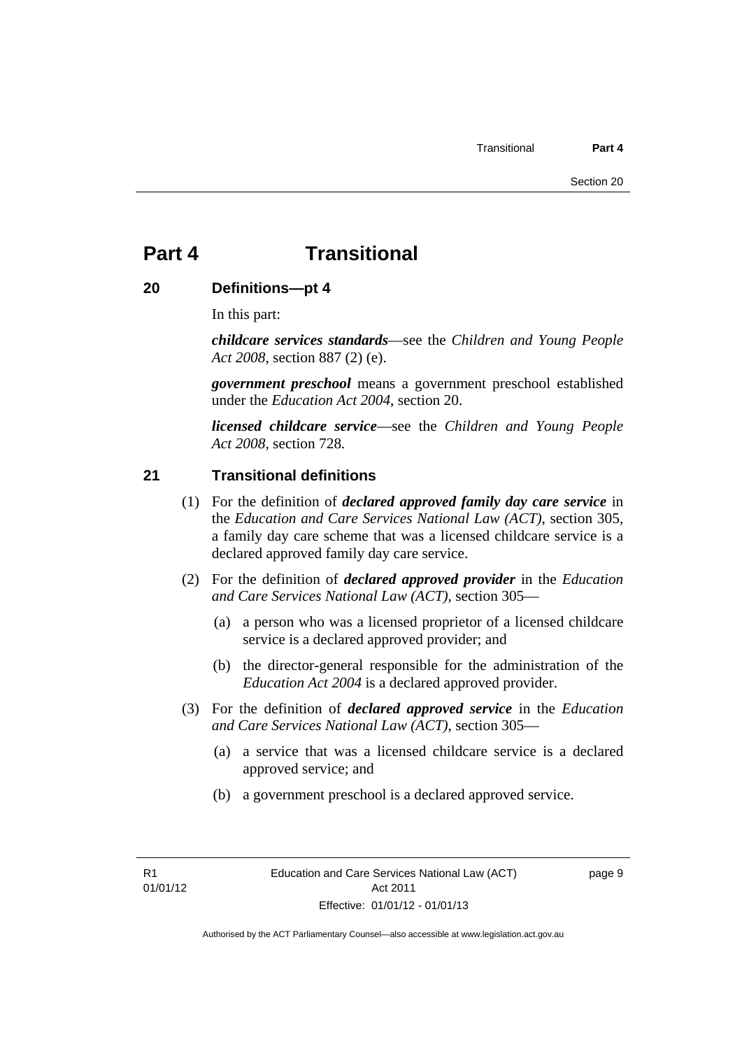# Part 4 Transitional

## 20 Definitions—pt 4

In this part:

***childcare services standards***—see the *Children and Young People Act 2008*, section 887 (2) (e).

***government preschool*** means a government preschool established under the *Education Act 2004*, section 20.

***licensed childcare service***—see the *Children and Young People Act 2008*, section 728.

## 21 Transitional definitions

(1) For the definition of ***declared approved family day care service*** in the *Education and Care Services National Law (ACT)*, section 305, a family day care scheme that was a licensed childcare service is a declared approved family day care service.

(2) For the definition of ***declared approved provider*** in the *Education and Care Services National Law (ACT)*, section 305—

- (a) a person who was a licensed proprietor of a licensed childcare service is a declared approved provider; and
- (b) the director-general responsible for the administration of the *Education Act 2004* is a declared approved provider.

(3) For the definition of ***declared approved service*** in the *Education and Care Services National Law (ACT)*, section 305—

- (a) a service that was a licensed childcare service is a declared approved service; and
- (b) a government preschool is a declared approved service.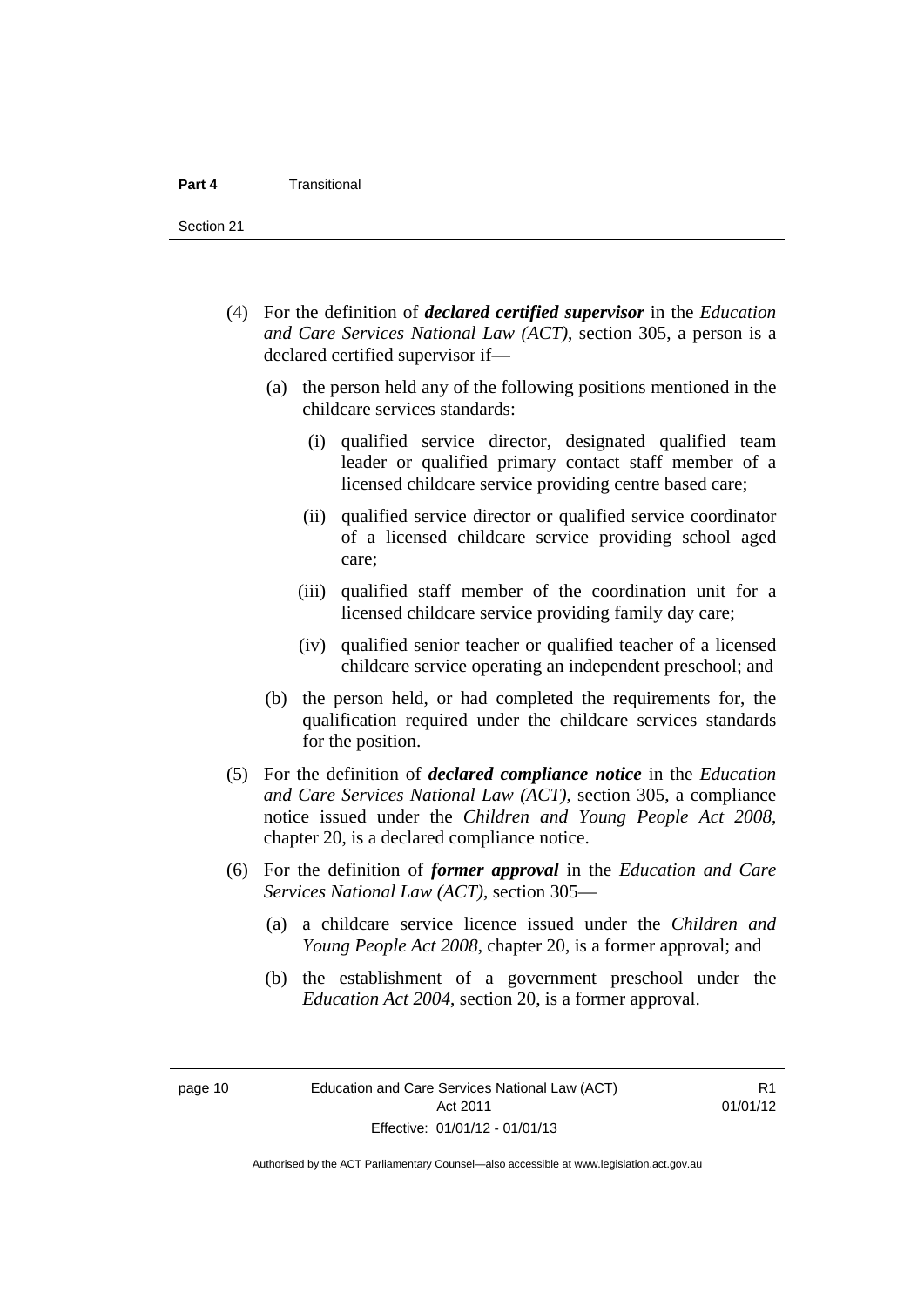(4) For the definition of ***declared certified supervisor*** in the *Education and Care Services National Law (ACT)*, section 305, a person is a declared certified supervisor if—

(a) the person held any of the following positions mentioned in the childcare services standards:

(i) qualified service director, designated qualified team leader or qualified primary contact staff member of a licensed childcare service providing centre based care;

(ii) qualified service director or qualified service coordinator of a licensed childcare service providing school aged care;

(iii) qualified staff member of the coordination unit for a licensed childcare service providing family day care;

(iv) qualified senior teacher or qualified teacher of a licensed childcare service operating an independent preschool; and

(b) the person held, or had completed the requirements for, the qualification required under the childcare services standards for the position.

(5) For the definition of ***declared compliance notice*** in the *Education and Care Services National Law (ACT)*, section 305, a compliance notice issued under the *Children and Young People Act 2008*, chapter 20, is a declared compliance notice.

(6) For the definition of ***former approval*** in the *Education and Care Services National Law (ACT)*, section 305—

(a) a childcare service licence issued under the *Children and Young People Act 2008*, chapter 20, is a former approval; and

(b) the establishment of a government preschool under the *Education Act 2004*, section 20, is a former approval.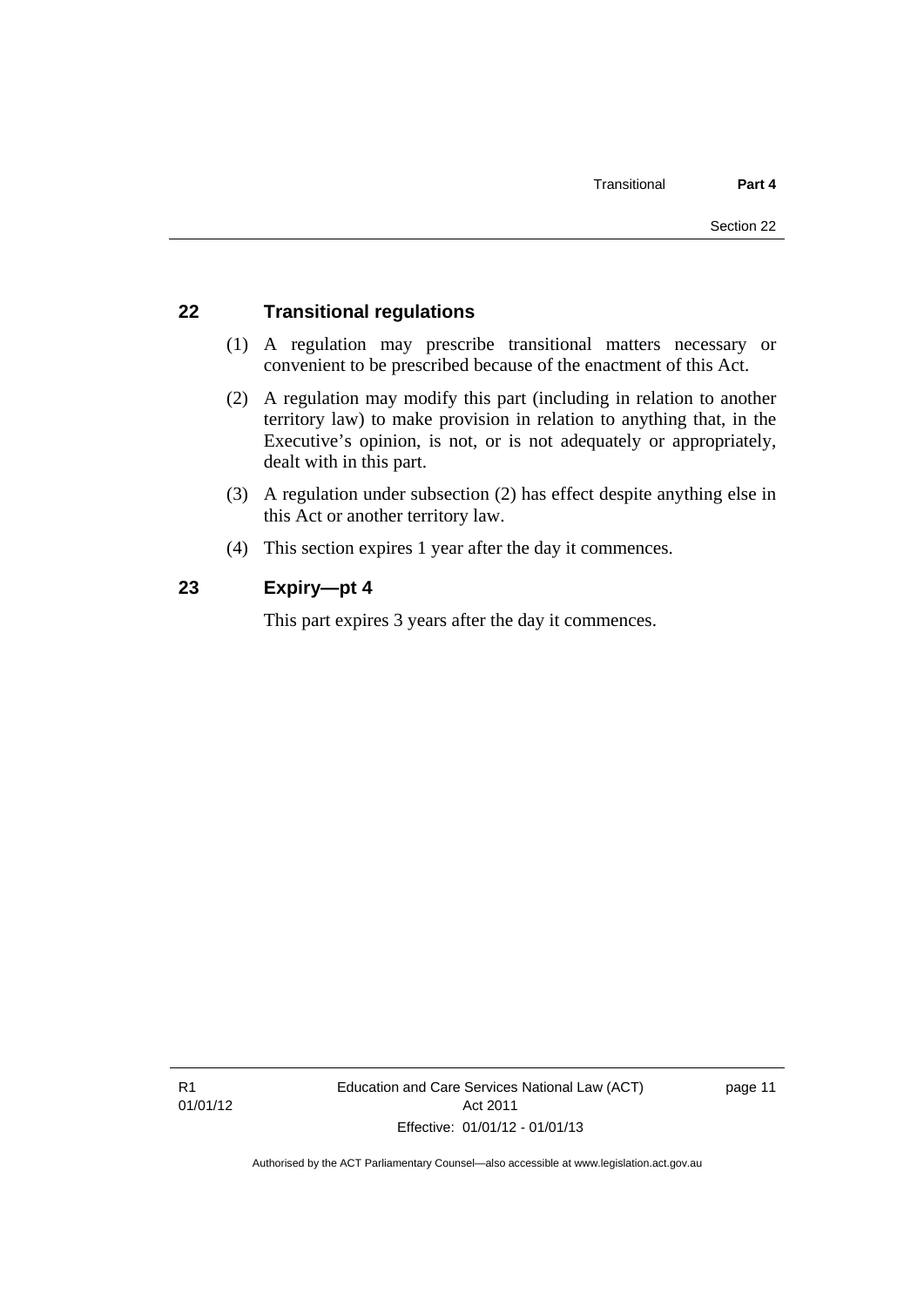## 22 Transitional regulations

(1) A regulation may prescribe transitional matters necessary or convenient to be prescribed because of the enactment of this Act.

(2) A regulation may modify this part (including in relation to another territory law) to make provision in relation to anything that, in the Executive's opinion, is not, or is not adequately or appropriately, dealt with in this part.

(3) A regulation under subsection (2) has effect despite anything else in this Act or another territory law.

(4) This section expires 1 year after the day it commences.

## 23 Expiry—pt 4

This part expires 3 years after the day it commences.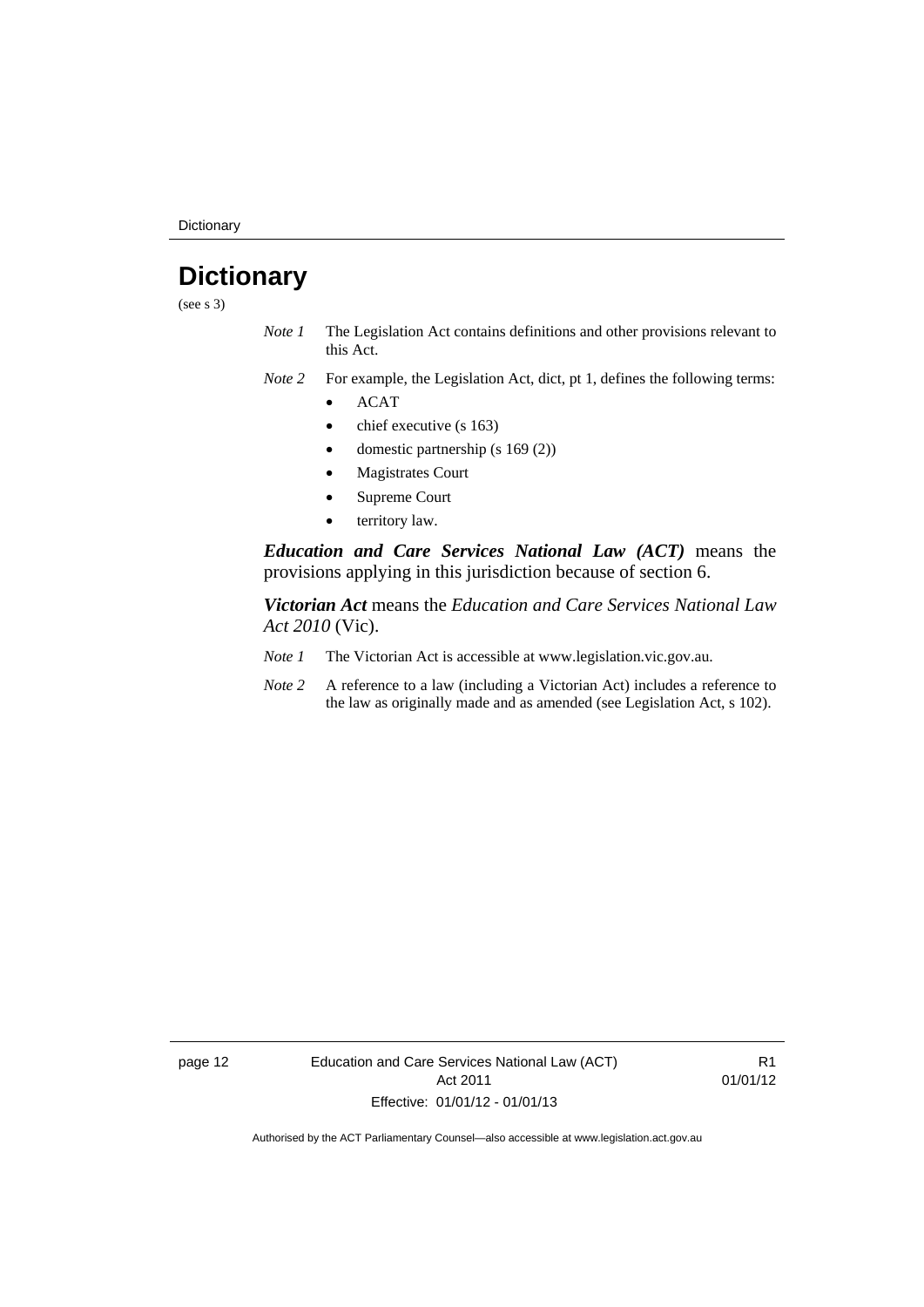# Dictionary

(see s 3)

*Note 1* The Legislation Act contains definitions and other provisions relevant to this Act.

*Note 2* For example, the Legislation Act, dict, pt 1, defines the following terms:

- ACAT
- chief executive (s 163)
- domestic partnership (s 169 (2))
- Magistrates Court
- Supreme Court
- territory law.

***Education and Care Services National Law (ACT)*** means the provisions applying in this jurisdiction because of section 6.

***Victorian Act*** means the *Education and Care Services National Law Act 2010* (Vic).

*Note 1* The Victorian Act is accessible at www.legislation.vic.gov.au.

*Note 2* A reference to a law (including a Victorian Act) includes a reference to the law as originally made and as amended (see Legislation Act, s 102).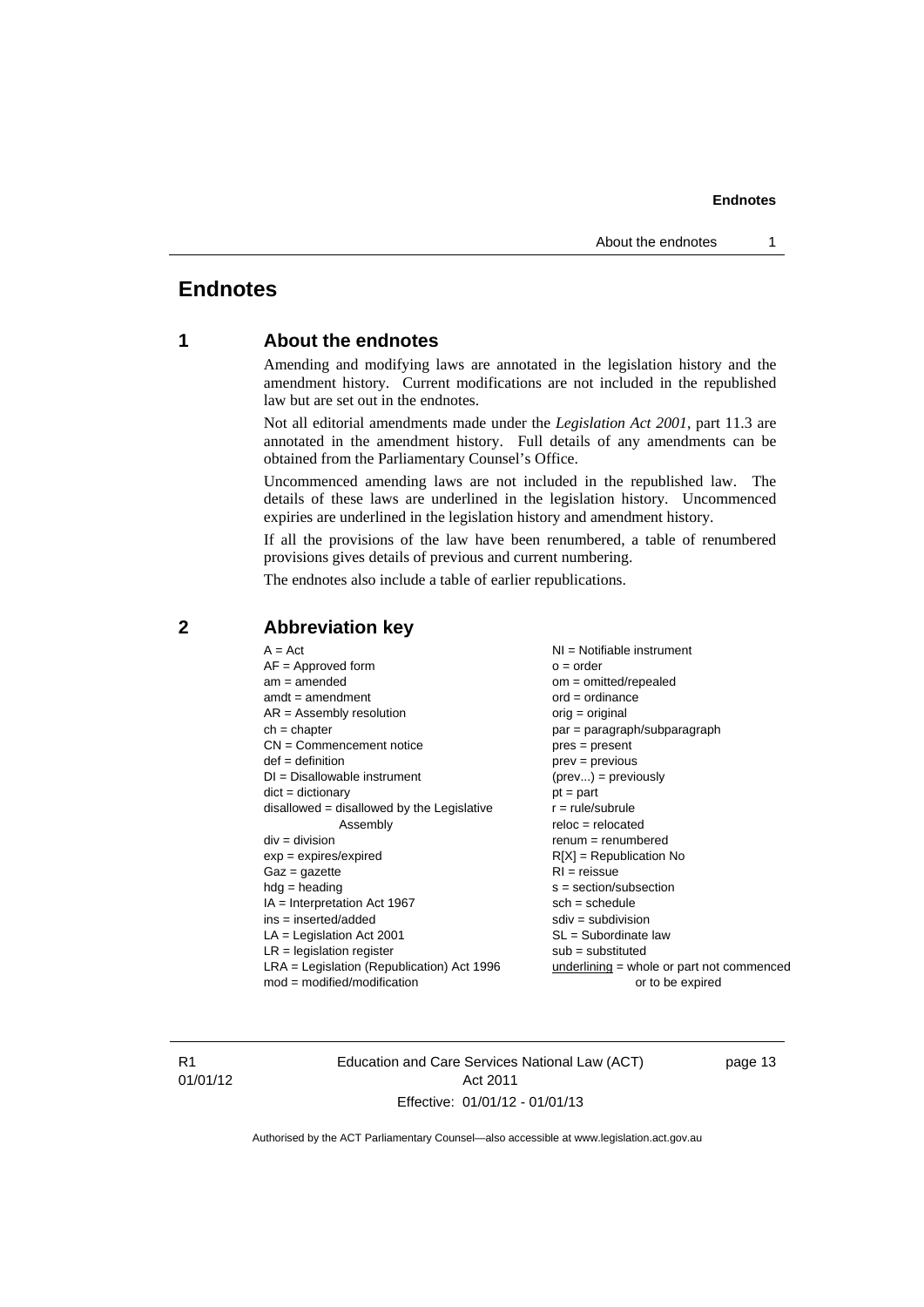# Endnotes

## 1 About the endnotes

Amending and modifying laws are annotated in the legislation history and the amendment history. Current modifications are not included in the republished law but are set out in the endnotes.

Not all editorial amendments made under the *Legislation Act 2001*, part 11.3 are annotated in the amendment history. Full details of any amendments can be obtained from the Parliamentary Counsel's Office.

Uncommenced amending laws are not included in the republished law. The details of these laws are underlined in the legislation history. Uncommenced expiries are underlined in the legislation history and amendment history.

If all the provisions of the law have been renumbered, a table of renumbered provisions gives details of previous and current numbering.

The endnotes also include a table of earlier republications.

## 2 Abbreviation key

A = Act
AF = Approved form
am = amended
amdt = amendment
AR = Assembly resolution
ch = chapter
CN = Commencement notice
def = definition
DI = Disallowable instrument
dict = dictionary
disallowed = disallowed by the Legislative Assembly
div = division
exp = expires/expired
Gaz = gazette
hdg = heading
IA = Interpretation Act 1967
ins = inserted/added
LA = Legislation Act 2001
LR = legislation register
LRA = Legislation (Republication) Act 1996
mod = modified/modification
NI = Notifiable instrument
o = order
om = omitted/repealed
ord = ordinance
orig = original
par = paragraph/subparagraph
pres = present
prev = previous
(prev...) = previously
pt = part
r = rule/subrule
reloc = relocated
renum = renumbered
R[X] = Republication No
RI = reissue
s = section/subsection
sch = schedule
sdiv = subdivision
SL = Subordinate law
sub = substituted
underlining = whole or part not commenced or to be expired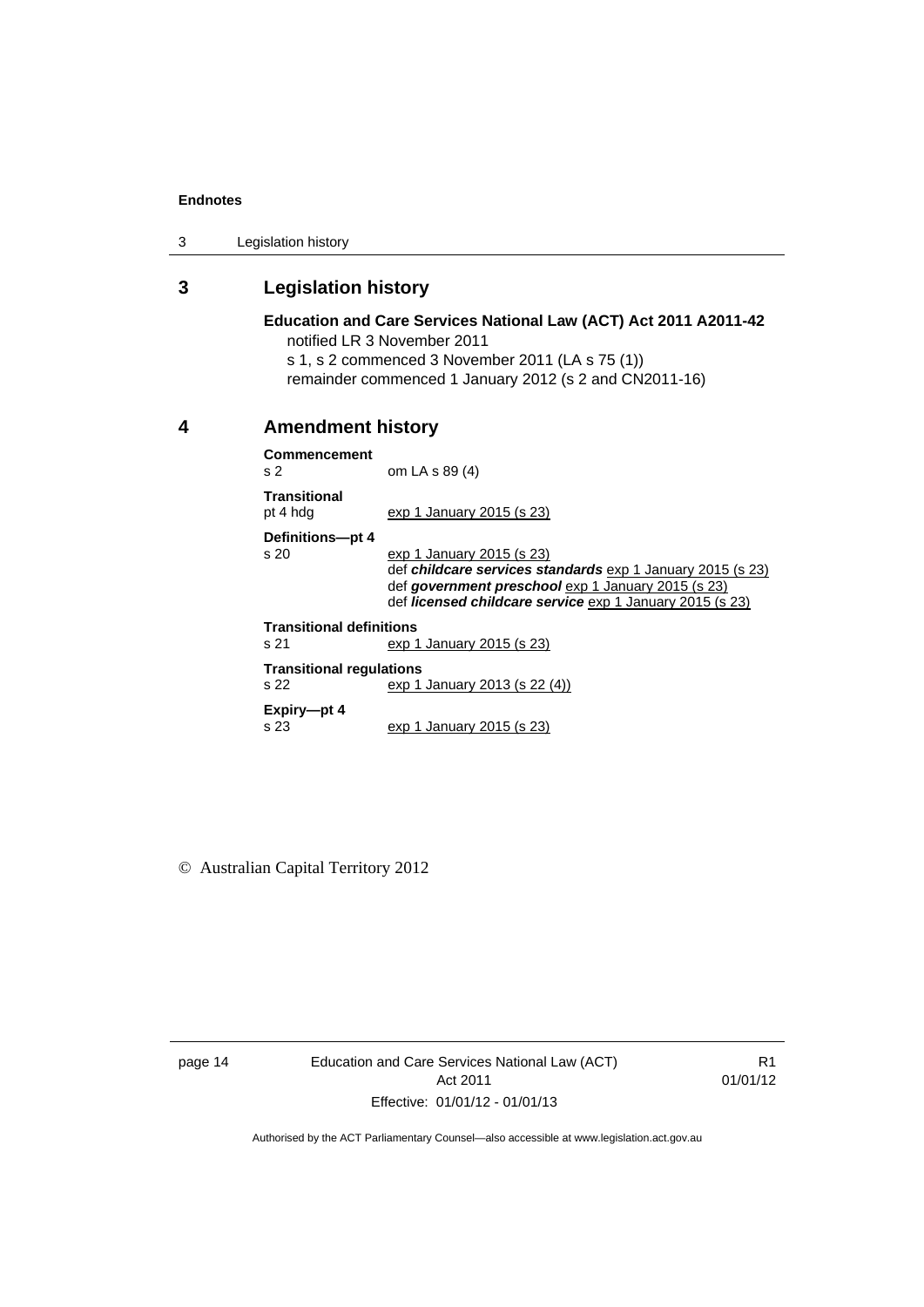## 3 Legislation history

**Education and Care Services National Law (ACT) Act 2011 A2011-42**

notified LR 3 November 2011

s 1, s 2 commenced 3 November 2011 (LA s 75 (1))

remainder commenced 1 January 2012 (s 2 and CN2011-16)

## 4 Amendment history

**Commencement**

s 2 om LA s 89 (4)

**Transitional**

pt 4 hdg exp 1 January 2015 (s 23)

**Definitions—pt 4**

s 20 exp 1 January 2015 (s 23)

def ***childcare services standards*** exp 1 January 2015 (s 23)

def ***government preschool*** exp 1 January 2015 (s 23)

def ***licensed childcare service*** exp 1 January 2015 (s 23)

**Transitional definitions**

s 21 exp 1 January 2015 (s 23)

**Transitional regulations**

s 22 exp 1 January 2013 (s 22 (4))

**Expiry—pt 4**

s 23 exp 1 January 2015 (s 23)

© Australian Capital Territory 2012